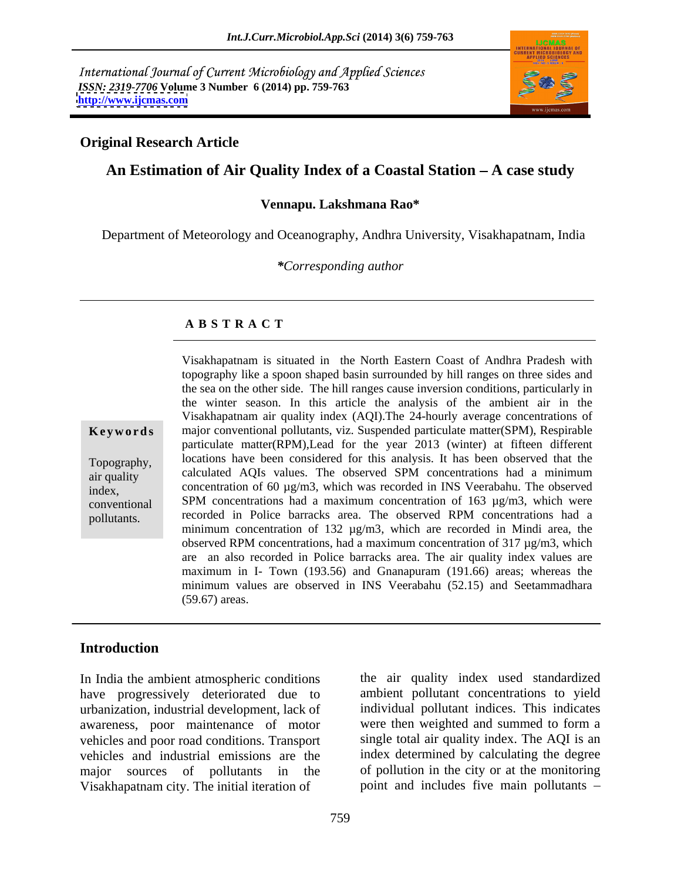International Journal of Current Microbiology and Applied Sciences
*ISSN: 2319-7706* **Volume 3 Number 6 (2014) pp. 759-763**
**http://www.ijcmas.com**

**Original Research Article**

# An Estimation of Air Quality Index of a Coastal Station – A case study

**Vennapu. Lakshmana Rao***

Department of Meteorology and Oceanography, Andhra University, Visakhapatnam, India

***Corresponding author*

## A B S T R A C T

**Keywords**

Topography, air quality index, conventional pollutants.

Visakhapatnam is situated in the North Eastern Coast of Andhra Pradesh with topography like a spoon shaped basin surrounded by hill ranges on three sides and the sea on the other side. The hill ranges cause inversion conditions, particularly in the winter season. In this article the analysis of the ambient air in the Visakhapatnam air quality index (AQI).The 24-hourly average concentrations of major conventional pollutants, viz. Suspended particulate matter(SPM), Respirable particulate matter(RPM),Lead for the year 2013 (winter) at fifteen different locations have been considered for this analysis. It has been observed that the calculated AQIs values. The observed SPM concentrations had a minimum concentration of 60 µg/m3, which was recorded in INS Veerabahu. The observed SPM concentrations had a maximum concentration of 163 µg/m3, which were recorded in Police barracks area. The observed RPM concentrations had a minimum concentration of 132 µg/m3, which are recorded in Mindi area, the observed RPM concentrations, had a maximum concentration of 317 µg/m3, which are an also recorded in Police barracks area. The air quality index values are maximum in I- Town (193.56) and Gnanapuram (191.66) areas; whereas the minimum values are observed in INS Veerabahu (52.15) and Seetammadhara (59.67) areas.

## Introduction

In India the ambient atmospheric conditions have progressively deteriorated due to urbanization, industrial development, lack of awareness, poor maintenance of motor vehicles and poor road conditions. Transport vehicles and industrial emissions are the major sources of pollutants in the Visakhapatnam city. The initial iteration of the air quality index used standardized ambient pollutant concentrations to yield individual pollutant indices. This indicates were then weighted and summed to form a single total air quality index. The AQI is an index determined by calculating the degree of pollution in the city or at the monitoring point and includes five main pollutants –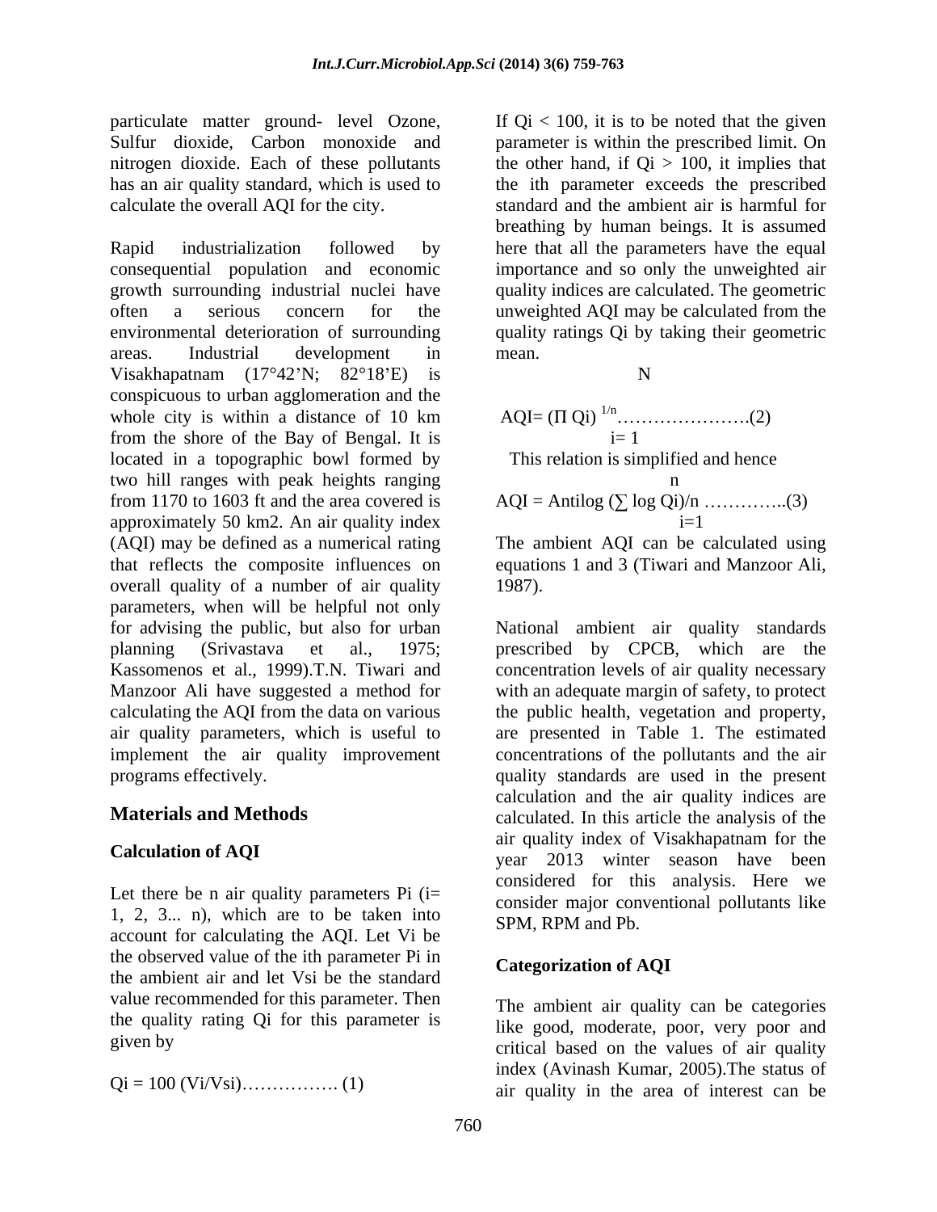particulate matter ground- level Ozone, Sulfur dioxide, Carbon monoxide and nitrogen dioxide. Each of these pollutants has an air quality standard, which is used to calculate the overall AQI for the city.

Rapid industrialization followed by consequential population and economic growth surrounding industrial nuclei have often a serious concern for the environmental deterioration of surrounding areas. Industrial development in Visakhapatnam (17°42'N; 82°18'E) is conspicuous to urban agglomeration and the whole city is within a distance of 10 km from the shore of the Bay of Bengal. It is located in a topographic bowl formed by two hill ranges with peak heights ranging from 1170 to 1603 ft and the area covered is approximately 50 km2. An air quality index (AQI) may be defined as a numerical rating that reflects the composite influences on overall quality of a number of air quality parameters, when will be helpful not only for advising the public, but also for urban planning (Srivastava et al., 1975; Kassomenos et al., 1999).T.N. Tiwari and Manzoor Ali have suggested a method for calculating the AQI from the data on various air quality parameters, which is useful to implement the air quality improvement programs effectively.

## Materials and Methods

### Calculation of AQI

Let there be n air quality parameters $P_i$ (i= 1, 2, 3... n), which are to be taken into account for calculating the AQI. Let $V_i$ be the observed value of the ith parameter $P_i$ in the ambient air and let $V_{si}$ be the standard value recommended for this parameter. Then the quality rating $Q_i$ for this parameter is given by

$$Q_i = 100\,(V_i/V_{si}) \quad \ldots\ldots\ldots\ldots\ldots (1)$$

If $Q_i < 100$, it is to be noted that the given parameter is within the prescribed limit. On the other hand, if $Q_i > 100$, it implies that the ith parameter exceeds the prescribed standard and the ambient air is harmful for breathing by human beings. It is assumed here that all the parameters have the equal importance and so only the unweighted air quality indices are calculated. The geometric unweighted AQI may be calculated from the quality ratings $Q_i$ by taking their geometric mean.

$$AQI = \left(\prod_{i=1}^{N} Q_i\right)^{1/n} \quad \ldots\ldots\ldots\ldots\ldots\ldots\ldots (2)$$

This relation is simplified and hence

$$AQI = \text{Antilog}\left(\sum_{i=1}^{n} \log Q_i\right)/n \quad \ldots\ldots\ldots\ldots..(3)$$

The ambient AQI can be calculated using equations 1 and 3 (Tiwari and Manzoor Ali, 1987).

National ambient air quality standards prescribed by CPCB, which are the concentration levels of air quality necessary with an adequate margin of safety, to protect the public health, vegetation and property, are presented in Table 1. The estimated concentrations of the pollutants and the air quality standards are used in the present calculation and the air quality indices are calculated. In this article the analysis of the air quality index of Visakhapatnam for the year 2013 winter season have been considered for this analysis. Here we consider major conventional pollutants like SPM, RPM and Pb.

### Categorization of AQI

The ambient air quality can be categories like good, moderate, poor, very poor and critical based on the values of air quality index (Avinash Kumar, 2005).The status of air quality in the area of interest can be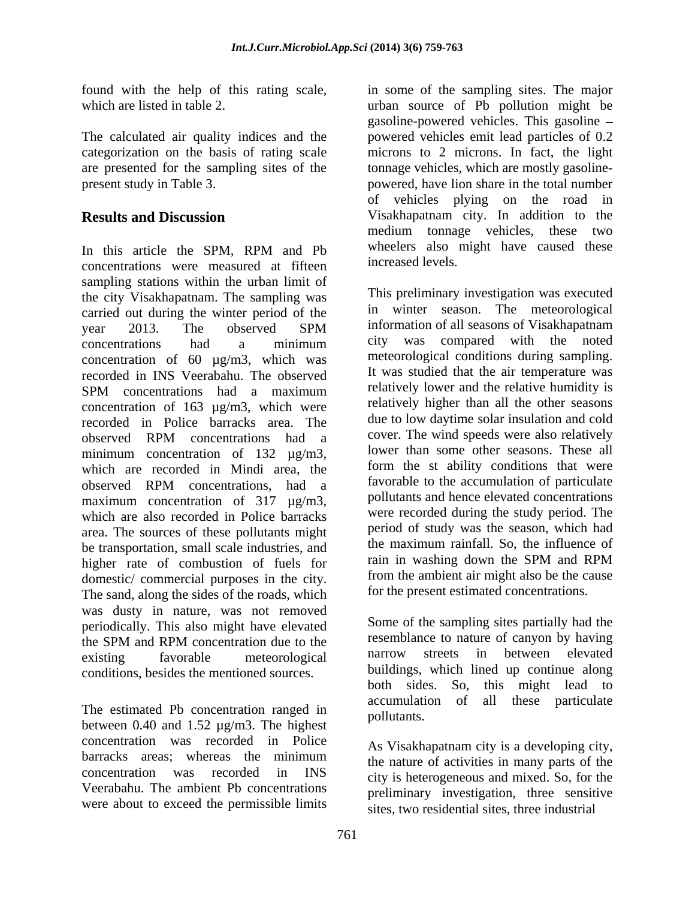found with the help of this rating scale, which are listed in table 2.

The calculated air quality indices and the categorization on the basis of rating scale are presented for the sampling sites of the present study in Table 3.

## Results and Discussion

In this article the SPM, RPM and Pb concentrations were measured at fifteen sampling stations within the urban limit of the city Visakhapatnam. The sampling was carried out during the winter period of the year 2013. The observed SPM concentrations had a minimum concentration of 60 µg/m3, which was recorded in INS Veerabahu. The observed SPM concentrations had a maximum concentration of 163 µg/m3, which were recorded in Police barracks area. The observed RPM concentrations had a minimum concentration of 132 µg/m3, which are recorded in Mindi area, the observed RPM concentrations, had a maximum concentration of 317 µg/m3, which are also recorded in Police barracks area. The sources of these pollutants might be transportation, small scale industries, and higher rate of combustion of fuels for domestic/ commercial purposes in the city. The sand, along the sides of the roads, which was dusty in nature, was not removed periodically. This also might have elevated the SPM and RPM concentration due to the existing favorable meteorological conditions, besides the mentioned sources.

The estimated Pb concentration ranged in between 0.40 and 1.52 µg/m3. The highest concentration was recorded in Police barracks areas; whereas the minimum concentration was recorded in INS Veerabahu. The ambient Pb concentrations were about to exceed the permissible limits in some of the sampling sites. The major urban source of Pb pollution might be gasoline-powered vehicles. This gasoline – powered vehicles emit lead particles of 0.2 microns to 2 microns. In fact, the light tonnage vehicles, which are mostly gasoline-powered, have lion share in the total number of vehicles plying on the road in Visakhapatnam city. In addition to the medium tonnage vehicles, these two wheelers also might have caused these increased levels.

This preliminary investigation was executed in winter season. The meteorological information of all seasons of Visakhapatnam city was compared with the noted meteorological conditions during sampling. It was studied that the air temperature was relatively lower and the relative humidity is relatively higher than all the other seasons due to low daytime solar insulation and cold cover. The wind speeds were also relatively lower than some other seasons. These all form the st ability conditions that were favorable to the accumulation of particulate pollutants and hence elevated concentrations were recorded during the study period. The period of study was the season, which had the maximum rainfall. So, the influence of rain in washing down the SPM and RPM from the ambient air might also be the cause for the present estimated concentrations.

Some of the sampling sites partially had the resemblance to nature of canyon by having narrow streets in between elevated buildings, which lined up continue along both sides. So, this might lead to accumulation of all these particulate pollutants.

As Visakhapatnam city is a developing city, the nature of activities in many parts of the city is heterogeneous and mixed. So, for the preliminary investigation, three sensitive sites, two residential sites, three industrial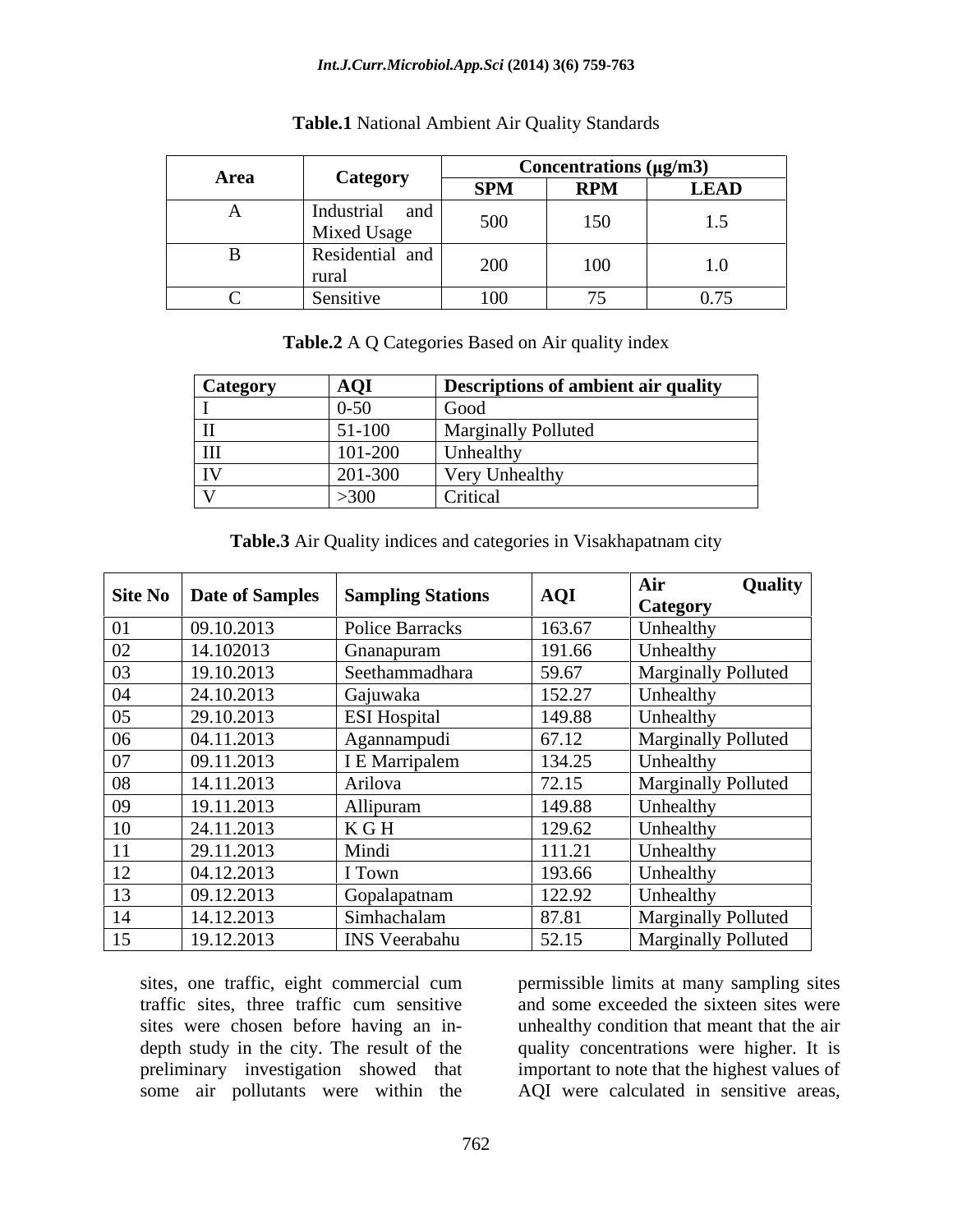**Table.1** National Ambient Air Quality Standards

| Area | Category | Concentrations (μg/m3) | | |
|---|---|---|---|---|
| | | SPM | RPM | LEAD |
| A | Industrial and Mixed Usage | 500 | 150 | 1.5 |
| B | Residential and rural | 200 | 100 | 1.0 |
| C | Sensitive | 100 | 75 | 0.75 |

**Table.2** A Q Categories Based on Air quality index

| Category | AQI | Descriptions of ambient air quality |
|---|---|---|
| I | 0-50 | Good |
| II | 51-100 | Marginally Polluted |
| III | 101-200 | Unhealthy |
| IV | 201-300 | Very Unhealthy |
| V | >300 | Critical |

**Table.3** Air Quality indices and categories in Visakhapatnam city

| Site No | Date of Samples | Sampling Stations | AQI | Air Quality Category |
|---|---|---|---|---|
| 01 | 09.10.2013 | Police Barracks | 163.67 | Unhealthy |
| 02 | 14.102013 | Gnanapuram | 191.66 | Unhealthy |
| 03 | 19.10.2013 | Seethammadhara | 59.67 | Marginally Polluted |
| 04 | 24.10.2013 | Gajuwaka | 152.27 | Unhealthy |
| 05 | 29.10.2013 | ESI Hospital | 149.88 | Unhealthy |
| 06 | 04.11.2013 | Agannampudi | 67.12 | Marginally Polluted |
| 07 | 09.11.2013 | I E Marripalem | 134.25 | Unhealthy |
| 08 | 14.11.2013 | Arilova | 72.15 | Marginally Polluted |
| 09 | 19.11.2013 | Allipuram | 149.88 | Unhealthy |
| 10 | 24.11.2013 | K G H | 129.62 | Unhealthy |
| 11 | 29.11.2013 | Mindi | 111.21 | Unhealthy |
| 12 | 04.12.2013 | I Town | 193.66 | Unhealthy |
| 13 | 09.12.2013 | Gopalapatnam | 122.92 | Unhealthy |
| 14 | 14.12.2013 | Simhachalam | 87.81 | Marginally Polluted |
| 15 | 19.12.2013 | INS Veerabahu | 52.15 | Marginally Polluted |

sites, one traffic, eight commercial cum traffic sites, three traffic cum sensitive sites were chosen before having an in-depth study in the city. The result of the preliminary investigation showed that some air pollutants were within the permissible limits at many sampling sites and some exceeded the sixteen sites were unhealthy condition that meant that the air quality concentrations were higher. It is important to note that the highest values of AQI were calculated in sensitive areas,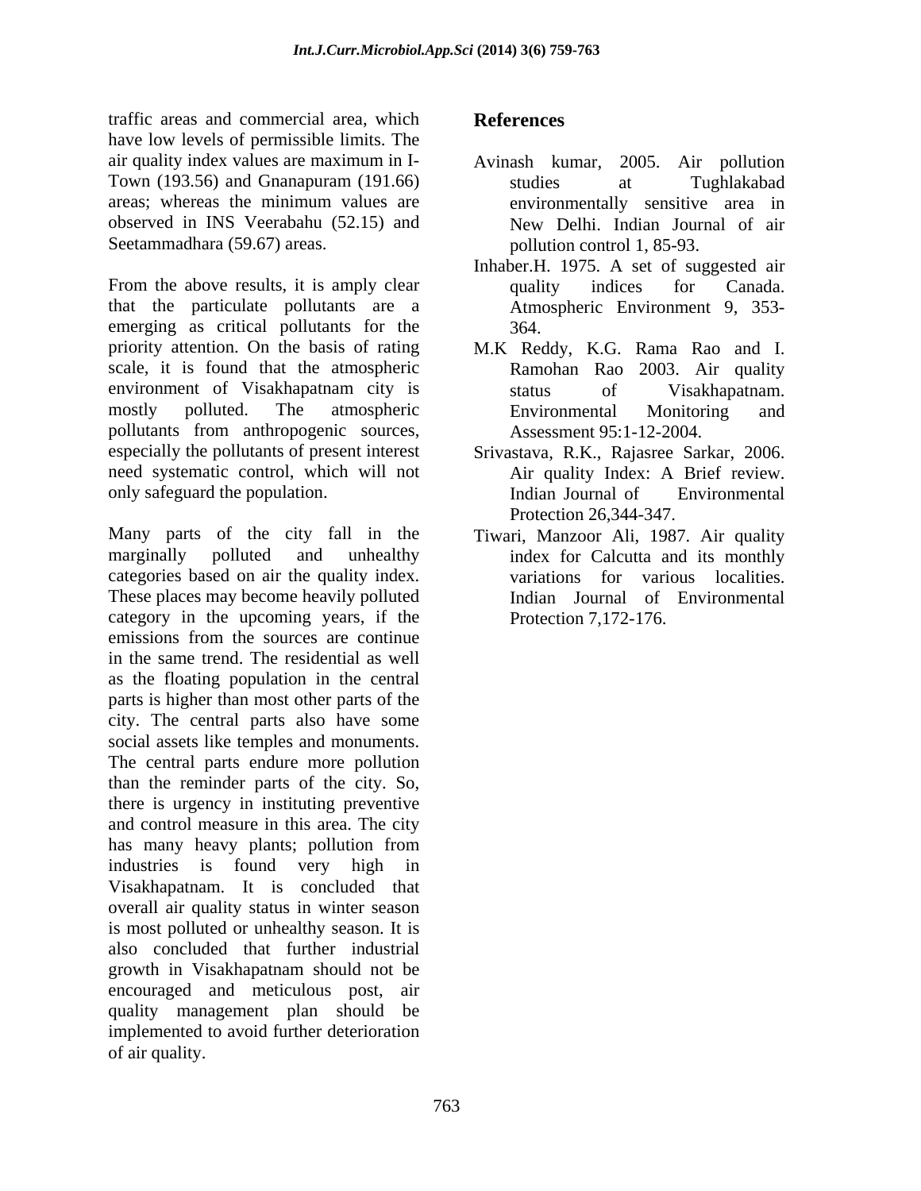traffic areas and commercial area, which have low levels of permissible limits. The air quality index values are maximum in I-Town (193.56) and Gnanapuram (191.66) areas; whereas the minimum values are observed in INS Veerabahu (52.15) and Seetammadhara (59.67) areas.

From the above results, it is amply clear that the particulate pollutants are a emerging as critical pollutants for the priority attention. On the basis of rating scale, it is found that the atmospheric environment of Visakhapatnam city is mostly polluted. The atmospheric pollutants from anthropogenic sources, especially the pollutants of present interest need systematic control, which will not only safeguard the population.

Many parts of the city fall in the marginally polluted and unhealthy categories based on air the quality index. These places may become heavily polluted category in the upcoming years, if the emissions from the sources are continue in the same trend. The residential as well as the floating population in the central parts is higher than most other parts of the city. The central parts also have some social assets like temples and monuments. The central parts endure more pollution than the reminder parts of the city. So, there is urgency in instituting preventive and control measure in this area. The city has many heavy plants; pollution from industries is found very high in Visakhapatnam. It is concluded that overall air quality status in winter season is most polluted or unhealthy season. It is also concluded that further industrial growth in Visakhapatnam should not be encouraged and meticulous post, air quality management plan should be implemented to avoid further deterioration of air quality.

## References

Avinash kumar, 2005. Air pollution studies at Tughlakabad environmentally sensitive area in New Delhi. Indian Journal of air pollution control 1, 85-93.

Inhaber.H. 1975. A set of suggested air quality indices for Canada. Atmospheric Environment 9, 353-364.

M.K Reddy, K.G. Rama Rao and I. Ramohan Rao 2003. Air quality status of Visakhapatnam. Environmental Monitoring and Assessment 95:1-12-2004.

Srivastava, R.K., Rajasree Sarkar, 2006. Air quality Index: A Brief review. Indian Journal of Environmental Protection 26,344-347.

Tiwari, Manzoor Ali, 1987. Air quality index for Calcutta and its monthly variations for various localities. Indian Journal of Environmental Protection 7,172-176.